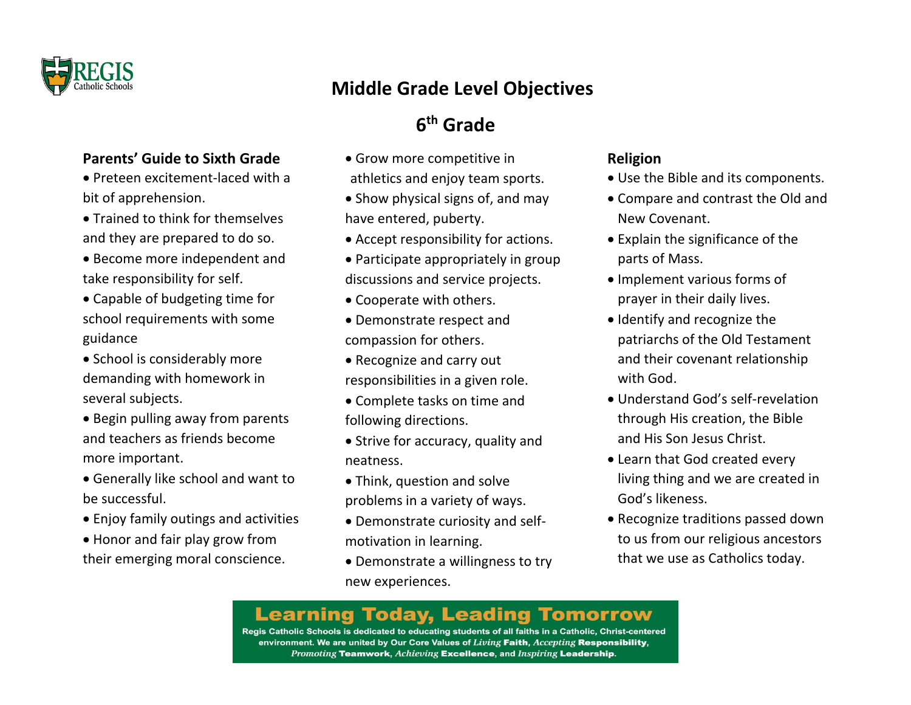# Middle Grade Level Objectives

## 6th Grade

### Parents' Guide to Sixth Grade

- Preteen excitement-laced with a bit of apprehension.
- Trained to think for themselves and they are prepared to do so.
- Become more independent and take responsibility for self.
- Capable of budgeting time for school requirements with some guidance
- School is considerably more demanding with homework in several subjects.
- Begin pulling away from parents and teachers as friends become more important.
- Generally like school and want to be successful.
- Enjoy family outings and activities
- Honor and fair play grow from their emerging moral conscience.
- Grow more competitive in athletics and enjoy team sports.
- Show physical signs of, and may have entered, puberty.
- Accept responsibility for actions.
- Participate appropriately in group discussions and service projects.
- Cooperate with others.
- Demonstrate respect and compassion for others.
- Recognize and carry out responsibilities in a given role.
- Complete tasks on time and following directions.
- Strive for accuracy, quality and neatness.
- Think, question and solve problems in a variety of ways.
- Demonstrate curiosity and self-motivation in learning.
- Demonstrate a willingness to try new experiences.

### Religion

- Use the Bible and its components.
- Compare and contrast the Old and New Covenant.
- Explain the significance of the parts of Mass.
- Implement various forms of prayer in their daily lives.
- Identify and recognize the patriarchs of the Old Testament and their covenant relationship with God.
- Understand God's self-revelation through His creation, the Bible and His Son Jesus Christ.
- Learn that God created every living thing and we are created in God's likeness.
- Recognize traditions passed down to us from our religious ancestors that we use as Catholics today.

**Learning Today, Leading Tomorrow**

**Regis Catholic Schools is dedicated to educating students of all faiths in a Catholic, Christ-centered environment. We are united by Our Core Values of *Living* Faith, *Accepting* Responsibility, *Promoting* Teamwork, *Achieving* Excellence, and *Inspiring* Leadership.**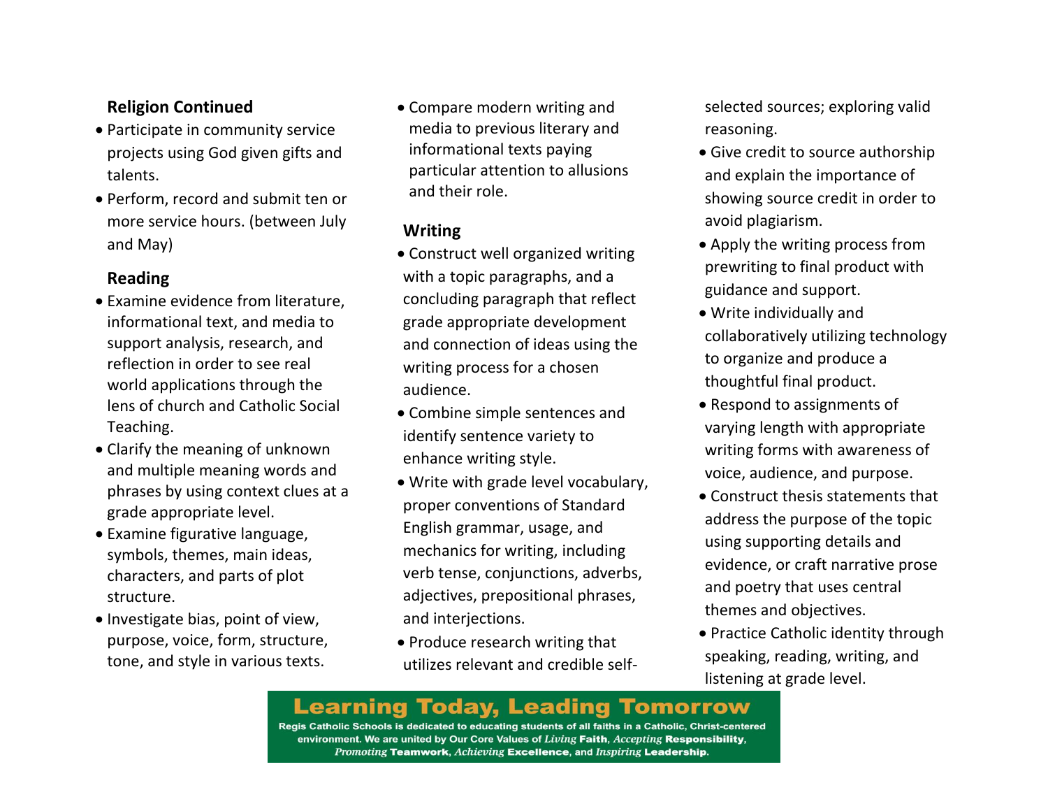**Religion Continued**

- Participate in community service projects using God given gifts and talents.
- Perform, record and submit ten or more service hours. (between July and May)

**Reading**

- Examine evidence from literature, informational text, and media to support analysis, research, and reflection in order to see real world applications through the lens of church and Catholic Social Teaching.
- Clarify the meaning of unknown and multiple meaning words and phrases by using context clues at a grade appropriate level.
- Examine figurative language, symbols, themes, main ideas, characters, and parts of plot structure.
- Investigate bias, point of view, purpose, voice, form, structure, tone, and style in various texts.
- Compare modern writing and media to previous literary and informational texts paying particular attention to allusions and their role.

**Writing**

- Construct well organized writing with a topic paragraphs, and a concluding paragraph that reflect grade appropriate development and connection of ideas using the writing process for a chosen audience.
- Combine simple sentences and identify sentence variety to enhance writing style.
- Write with grade level vocabulary, proper conventions of Standard English grammar, usage, and mechanics for writing, including verb tense, conjunctions, adverbs, adjectives, prepositional phrases, and interjections.
- Produce research writing that utilizes relevant and credible self-selected sources; exploring valid reasoning.
- Give credit to source authorship and explain the importance of showing source credit in order to avoid plagiarism.
- Apply the writing process from prewriting to final product with guidance and support.
- Write individually and collaboratively utilizing technology to organize and produce a thoughtful final product.
- Respond to assignments of varying length with appropriate writing forms with awareness of voice, audience, and purpose.
- Construct thesis statements that address the purpose of the topic using supporting details and evidence, or craft narrative prose and poetry that uses central themes and objectives.
- Practice Catholic identity through speaking, reading, writing, and listening at grade level.

**Learning Today, Leading Tomorrow**

Regis Catholic Schools is dedicated to educating students of all faiths in a Catholic, Christ-centered environment. We are united by Our Core Values of *Living* **Faith**, *Accepting* **Responsibility**, *Promoting* **Teamwork**, *Achieving* **Excellence**, and *Inspiring* **Leadership**.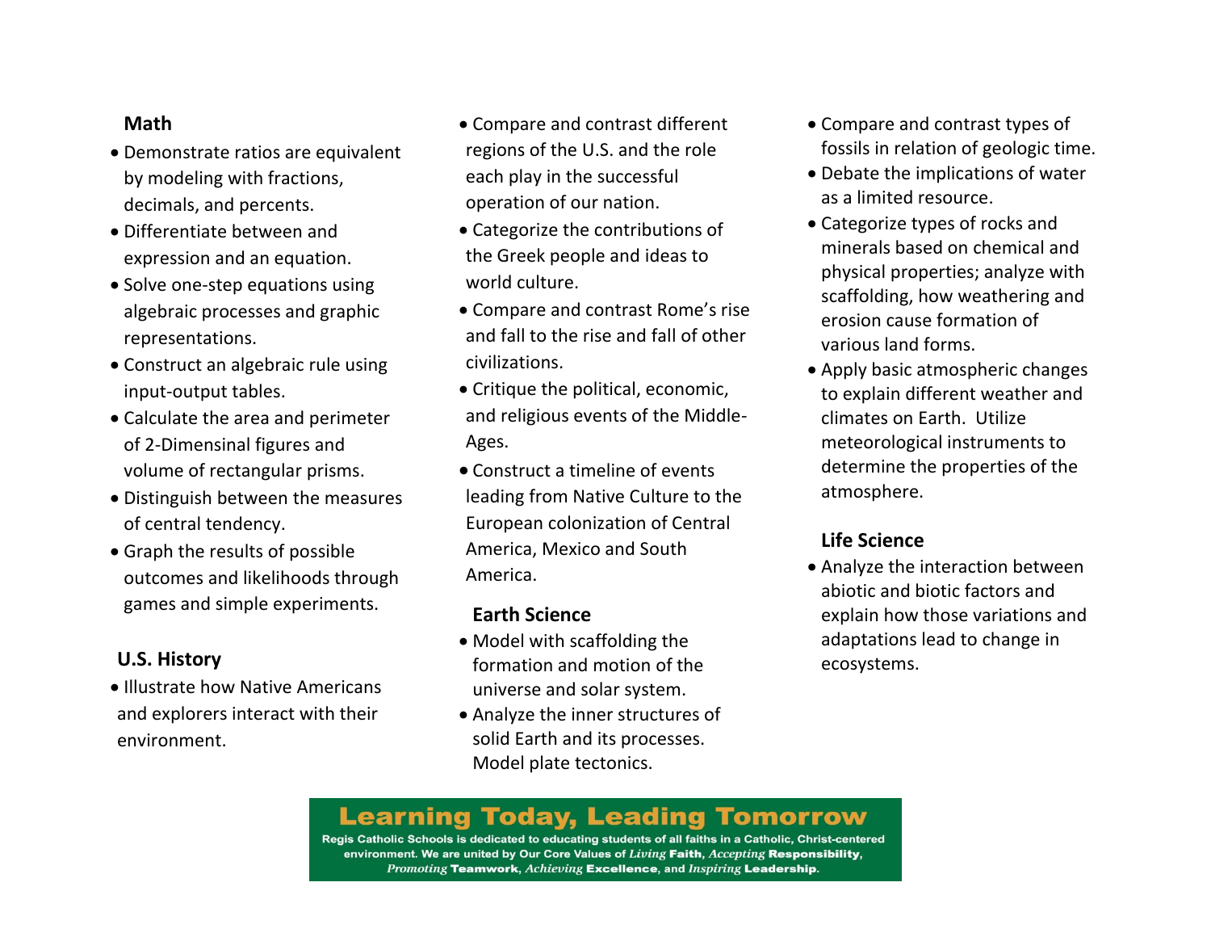### Math

- Demonstrate ratios are equivalent by modeling with fractions, decimals, and percents.
- Differentiate between and expression and an equation.
- Solve one-step equations using algebraic processes and graphic representations.
- Construct an algebraic rule using input-output tables.
- Calculate the area and perimeter of 2-Dimensinal figures and volume of rectangular prisms.
- Distinguish between the measures of central tendency.
- Graph the results of possible outcomes and likelihoods through games and simple experiments.

### U.S. History

- Illustrate how Native Americans and explorers interact with their environment.
- Compare and contrast different regions of the U.S. and the role each play in the successful operation of our nation.
- Categorize the contributions of the Greek people and ideas to world culture.
- Compare and contrast Rome's rise and fall to the rise and fall of other civilizations.
- Critique the political, economic, and religious events of the Middle-Ages.
- Construct a timeline of events leading from Native Culture to the European colonization of Central America, Mexico and South America.

### Earth Science

- Model with scaffolding the formation and motion of the universe and solar system.
- Analyze the inner structures of solid Earth and its processes. Model plate tectonics.
- Compare and contrast types of fossils in relation of geologic time.
- Debate the implications of water as a limited resource.
- Categorize types of rocks and minerals based on chemical and physical properties; analyze with scaffolding, how weathering and erosion cause formation of various land forms.
- Apply basic atmospheric changes to explain different weather and climates on Earth. Utilize meteorological instruments to determine the properties of the atmosphere.

### Life Science

- Analyze the interaction between abiotic and biotic factors and explain how those variations and adaptations lead to change in ecosystems.

**Learning Today, Leading Tomorrow**

**Regis Catholic Schools is dedicated to educating students of all faiths in a Catholic, Christ-centered environment. We are united by Our Core Values of *Living* Faith, *Accepting* Responsibility, *Promoting* Teamwork, *Achieving* Excellence, and *Inspiring* Leadership.**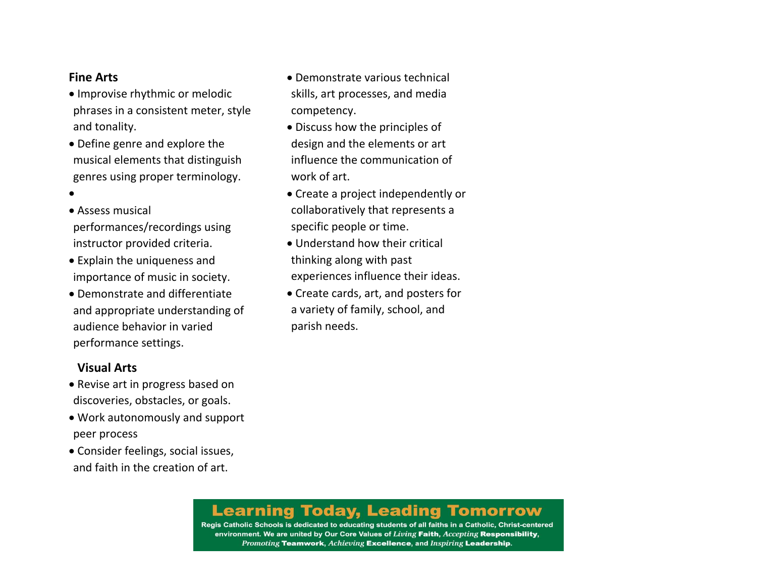## Fine Arts

- Improvise rhythmic or melodic phrases in a consistent meter, style and tonality.
- Define genre and explore the musical elements that distinguish genres using proper terminology.
- 
- Assess musical performances/recordings using instructor provided criteria.
- Explain the uniqueness and importance of music in society.
- Demonstrate and differentiate and appropriate understanding of audience behavior in varied performance settings.

## Visual Arts

- Revise art in progress based on discoveries, obstacles, or goals.
- Work autonomously and support peer process
- Consider feelings, social issues, and faith in the creation of art.
- Demonstrate various technical skills, art processes, and media competency.
- Discuss how the principles of design and the elements or art influence the communication of work of art.
- Create a project independently or collaboratively that represents a specific people or time.
- Understand how their critical thinking along with past experiences influence their ideas.
- Create cards, art, and posters for a variety of family, school, and parish needs.

**Learning Today, Leading Tomorrow**

**Regis Catholic Schools is dedicated to educating students of all faiths in a Catholic, Christ-centered environment. We are united by Our Core Values of *Living* Faith, *Accepting* Responsibility, *Promoting* Teamwork, *Achieving* Excellence, and *Inspiring* Leadership.**